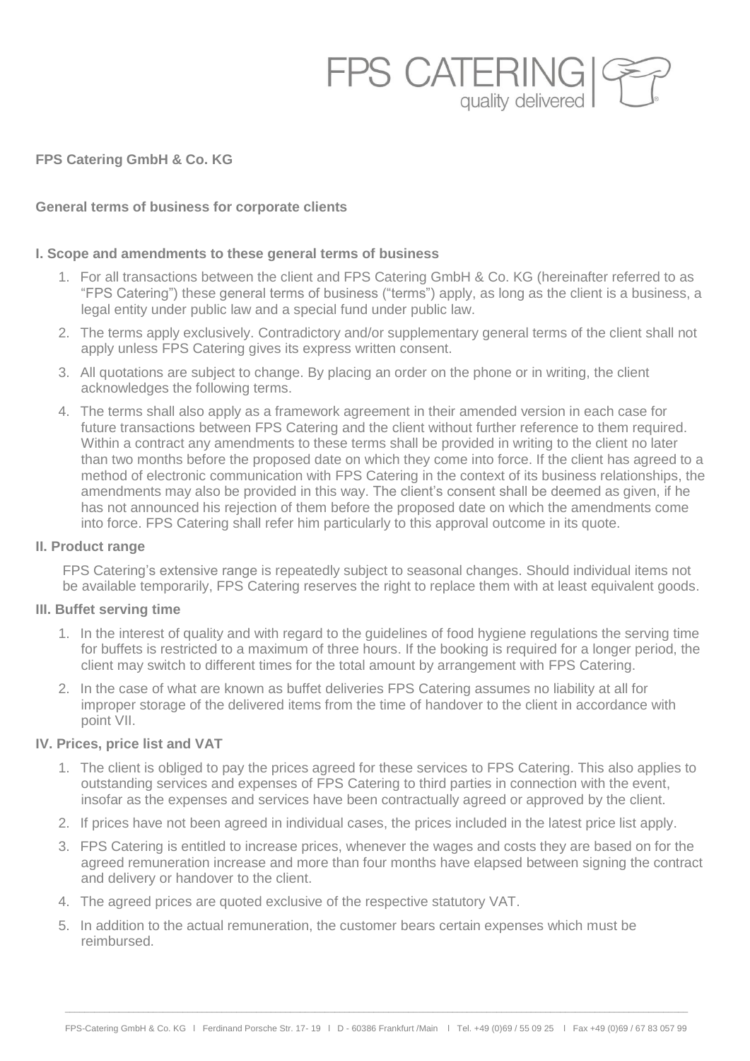FPS CATERING
quality delivered

**FPS Catering GmbH & Co. KG**

**General terms of business for corporate clients**

### I. Scope and amendments to these general terms of business

1. For all transactions between the client and FPS Catering GmbH & Co. KG (hereinafter referred to as "FPS Catering") these general terms of business ("terms") apply, as long as the client is a business, a legal entity under public law and a special fund under public law.
2. The terms apply exclusively. Contradictory and/or supplementary general terms of the client shall not apply unless FPS Catering gives its express written consent.
3. All quotations are subject to change. By placing an order on the phone or in writing, the client acknowledges the following terms.
4. The terms shall also apply as a framework agreement in their amended version in each case for future transactions between FPS Catering and the client without further reference to them required. Within a contract any amendments to these terms shall be provided in writing to the client no later than two months before the proposed date on which they come into force. If the client has agreed to a method of electronic communication with FPS Catering in the context of its business relationships, the amendments may also be provided in this way. The client's consent shall be deemed as given, if he has not announced his rejection of them before the proposed date on which the amendments come into force. FPS Catering shall refer him particularly to this approval outcome in its quote.

### II. Product range

FPS Catering's extensive range is repeatedly subject to seasonal changes. Should individual items not be available temporarily, FPS Catering reserves the right to replace them with at least equivalent goods.

### III. Buffet serving time

1. In the interest of quality and with regard to the guidelines of food hygiene regulations the serving time for buffets is restricted to a maximum of three hours. If the booking is required for a longer period, the client may switch to different times for the total amount by arrangement with FPS Catering.
2. In the case of what are known as buffet deliveries FPS Catering assumes no liability at all for improper storage of the delivered items from the time of handover to the client in accordance with point VII.

### IV. Prices, price list and VAT

1. The client is obliged to pay the prices agreed for these services to FPS Catering. This also applies to outstanding services and expenses of FPS Catering to third parties in connection with the event, insofar as the expenses and services have been contractually agreed or approved by the client.
2. If prices have not been agreed in individual cases, the prices included in the latest price list apply.
3. FPS Catering is entitled to increase prices, whenever the wages and costs they are based on for the agreed remuneration increase and more than four months have elapsed between signing the contract and delivery or handover to the client.
4. The agreed prices are quoted exclusive of the respective statutory VAT.
5. In addition to the actual remuneration, the customer bears certain expenses which must be reimbursed.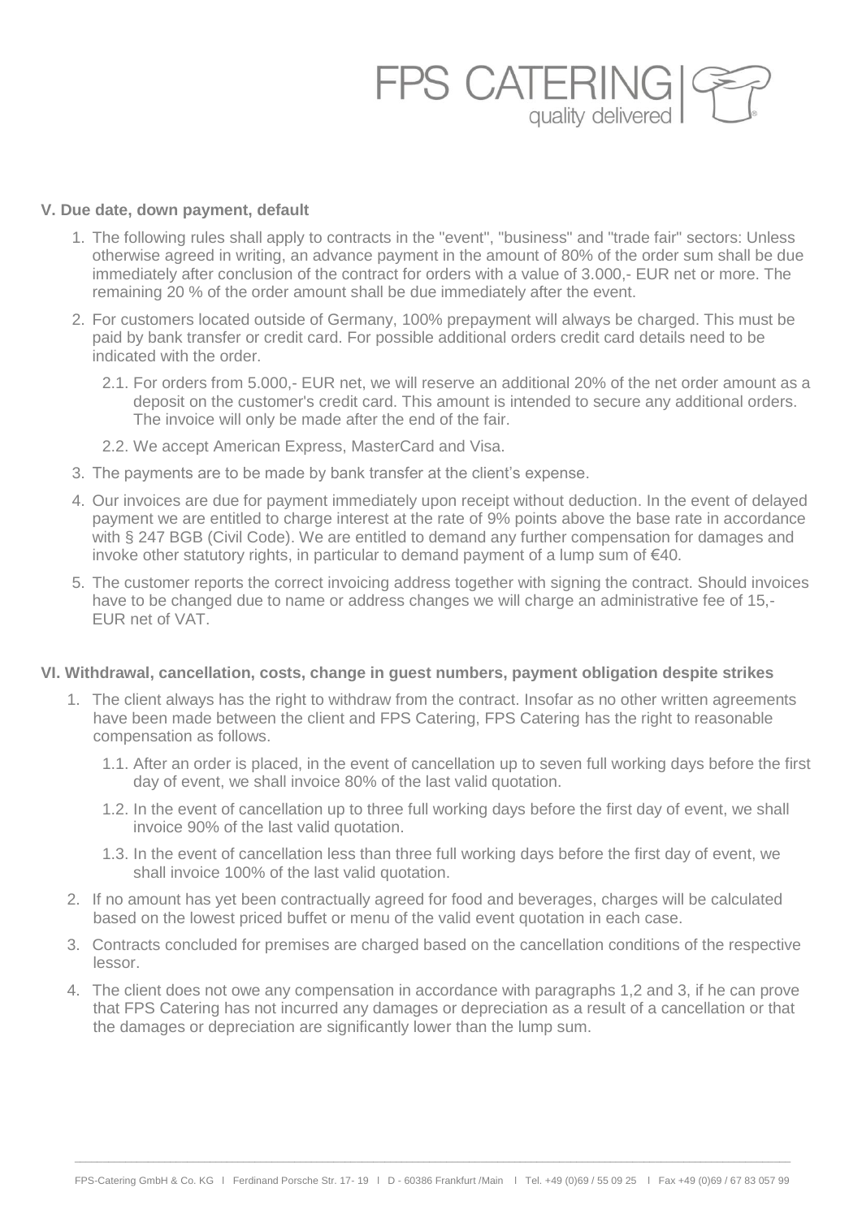### V. Due date, down payment, default

1. The following rules shall apply to contracts in the "event", "business" and "trade fair" sectors: Unless otherwise agreed in writing, an advance payment in the amount of 80% of the order sum shall be due immediately after conclusion of the contract for orders with a value of 3.000,- EUR net or more. The remaining 20 % of the order amount shall be due immediately after the event.
2. For customers located outside of Germany, 100% prepayment will always be charged. This must be paid by bank transfer or credit card. For possible additional orders credit card details need to be indicated with the order.
   - 2.1. For orders from 5.000,- EUR net, we will reserve an additional 20% of the net order amount as a deposit on the customer's credit card. This amount is intended to secure any additional orders. The invoice will only be made after the end of the fair.
   - 2.2. We accept American Express, MasterCard and Visa.
3. The payments are to be made by bank transfer at the client's expense.
4. Our invoices are due for payment immediately upon receipt without deduction. In the event of delayed payment we are entitled to charge interest at the rate of 9% points above the base rate in accordance with § 247 BGB (Civil Code). We are entitled to demand any further compensation for damages and invoke other statutory rights, in particular to demand payment of a lump sum of €40.
5. The customer reports the correct invoicing address together with signing the contract. Should invoices have to be changed due to name or address changes we will charge an administrative fee of 15,- EUR net of VAT.

### VI. Withdrawal, cancellation, costs, change in guest numbers, payment obligation despite strikes

1. The client always has the right to withdraw from the contract. Insofar as no other written agreements have been made between the client and FPS Catering, FPS Catering has the right to reasonable compensation as follows.
   - 1.1. After an order is placed, in the event of cancellation up to seven full working days before the first day of event, we shall invoice 80% of the last valid quotation.
   - 1.2. In the event of cancellation up to three full working days before the first day of event, we shall invoice 90% of the last valid quotation.
   - 1.3. In the event of cancellation less than three full working days before the first day of event, we shall invoice 100% of the last valid quotation.
2. If no amount has yet been contractually agreed for food and beverages, charges will be calculated based on the lowest priced buffet or menu of the valid event quotation in each case.
3. Contracts concluded for premises are charged based on the cancellation conditions of the respective lessor.
4. The client does not owe any compensation in accordance with paragraphs 1,2 and 3, if he can prove that FPS Catering has not incurred any damages or depreciation as a result of a cancellation or that the damages or depreciation are significantly lower than the lump sum.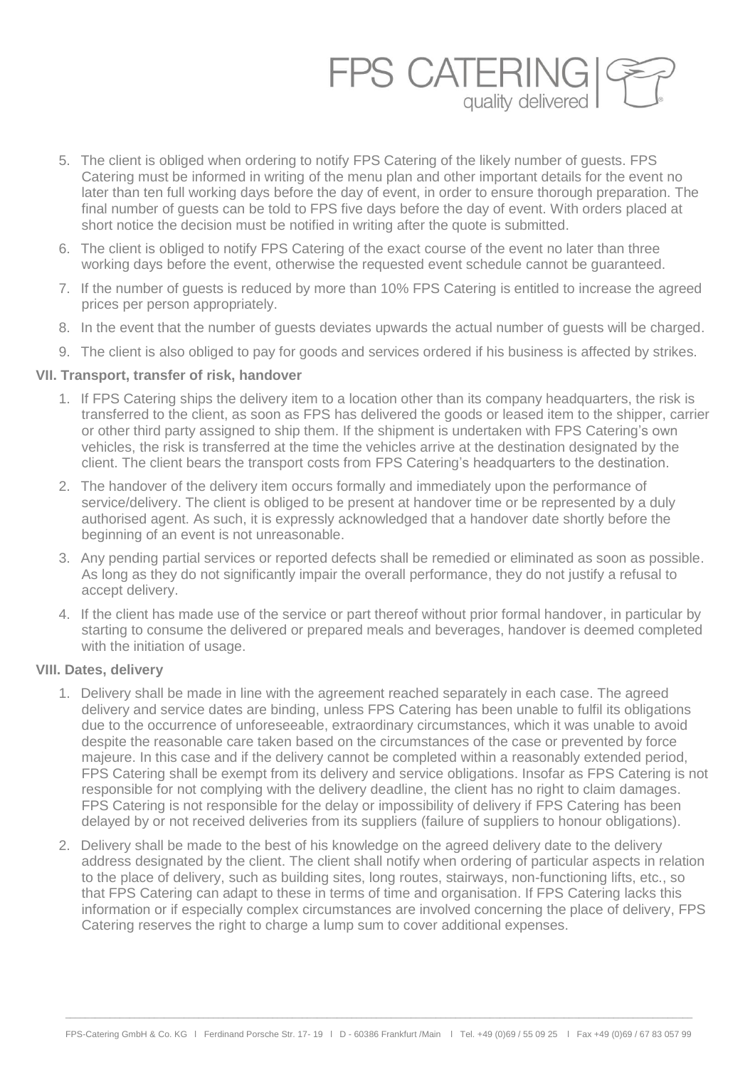5. The client is obliged when ordering to notify FPS Catering of the likely number of guests. FPS Catering must be informed in writing of the menu plan and other important details for the event no later than ten full working days before the day of event, in order to ensure thorough preparation. The final number of guests can be told to FPS five days before the day of event. With orders placed at short notice the decision must be notified in writing after the quote is submitted.
6. The client is obliged to notify FPS Catering of the exact course of the event no later than three working days before the event, otherwise the requested event schedule cannot be guaranteed.
7. If the number of guests is reduced by more than 10% FPS Catering is entitled to increase the agreed prices per person appropriately.
8. In the event that the number of guests deviates upwards the actual number of guests will be charged.
9. The client is also obliged to pay for goods and services ordered if his business is affected by strikes.

### VII. Transport, transfer of risk, handover

1. If FPS Catering ships the delivery item to a location other than its company headquarters, the risk is transferred to the client, as soon as FPS has delivered the goods or leased item to the shipper, carrier or other third party assigned to ship them. If the shipment is undertaken with FPS Catering's own vehicles, the risk is transferred at the time the vehicles arrive at the destination designated by the client. The client bears the transport costs from FPS Catering's headquarters to the destination.
2. The handover of the delivery item occurs formally and immediately upon the performance of service/delivery. The client is obliged to be present at handover time or be represented by a duly authorised agent. As such, it is expressly acknowledged that a handover date shortly before the beginning of an event is not unreasonable.
3. Any pending partial services or reported defects shall be remedied or eliminated as soon as possible. As long as they do not significantly impair the overall performance, they do not justify a refusal to accept delivery.
4. If the client has made use of the service or part thereof without prior formal handover, in particular by starting to consume the delivered or prepared meals and beverages, handover is deemed completed with the initiation of usage.

### VIII. Dates, delivery

1. Delivery shall be made in line with the agreement reached separately in each case. The agreed delivery and service dates are binding, unless FPS Catering has been unable to fulfil its obligations due to the occurrence of unforeseeable, extraordinary circumstances, which it was unable to avoid despite the reasonable care taken based on the circumstances of the case or prevented by force majeure. In this case and if the delivery cannot be completed within a reasonably extended period, FPS Catering shall be exempt from its delivery and service obligations. Insofar as FPS Catering is not responsible for not complying with the delivery deadline, the client has no right to claim damages. FPS Catering is not responsible for the delay or impossibility of delivery if FPS Catering has been delayed by or not received deliveries from its suppliers (failure of suppliers to honour obligations).
2. Delivery shall be made to the best of his knowledge on the agreed delivery date to the delivery address designated by the client. The client shall notify when ordering of particular aspects in relation to the place of delivery, such as building sites, long routes, stairways, non-functioning lifts, etc., so that FPS Catering can adapt to these in terms of time and organisation. If FPS Catering lacks this information or if especially complex circumstances are involved concerning the place of delivery, FPS Catering reserves the right to charge a lump sum to cover additional expenses.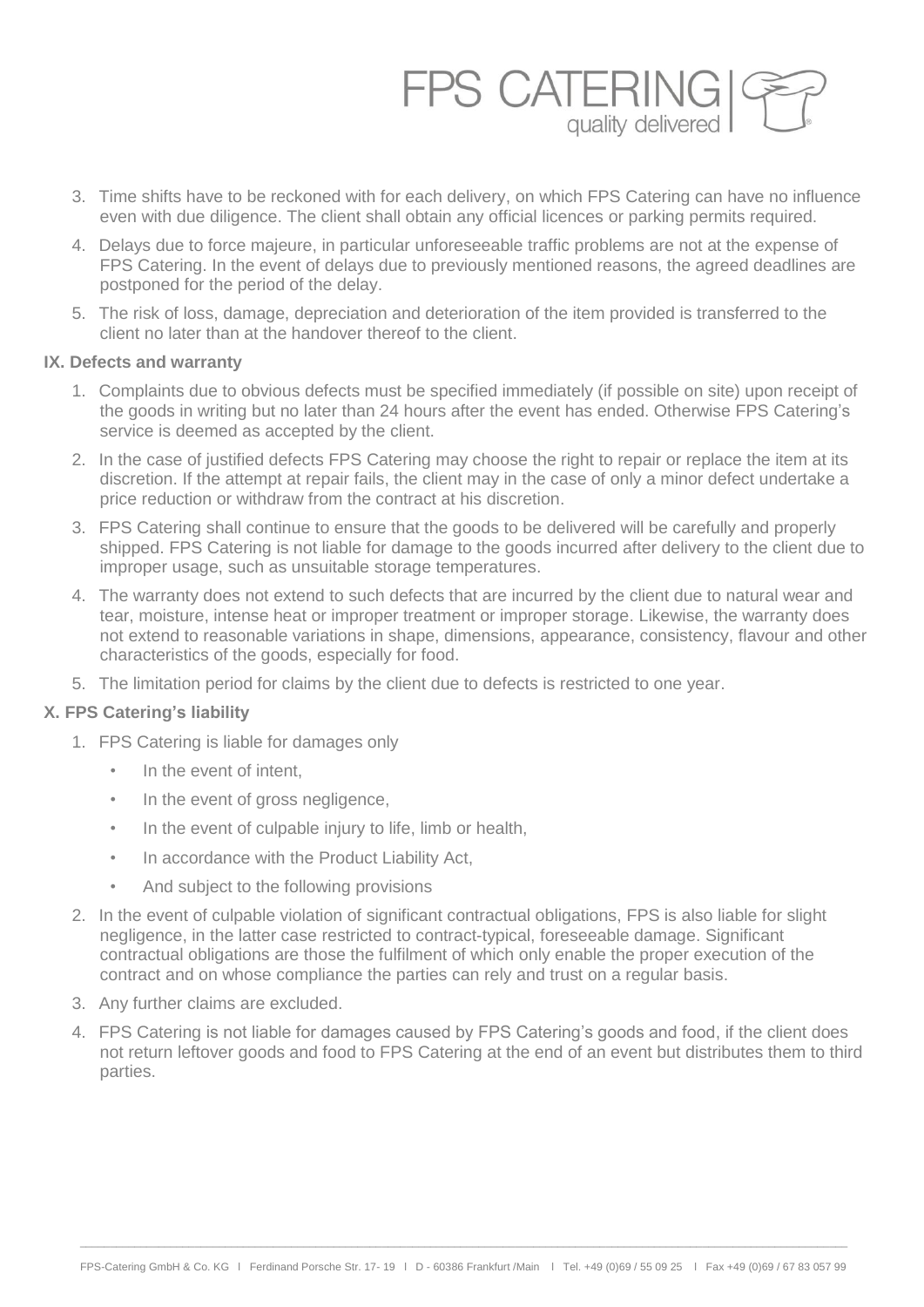3. Time shifts have to be reckoned with for each delivery, on which FPS Catering can have no influence even with due diligence. The client shall obtain any official licences or parking permits required.
4. Delays due to force majeure, in particular unforeseeable traffic problems are not at the expense of FPS Catering. In the event of delays due to previously mentioned reasons, the agreed deadlines are postponed for the period of the delay.
5. The risk of loss, damage, depreciation and deterioration of the item provided is transferred to the client no later than at the handover thereof to the client.

### IX. Defects and warranty

1. Complaints due to obvious defects must be specified immediately (if possible on site) upon receipt of the goods in writing but no later than 24 hours after the event has ended. Otherwise FPS Catering's service is deemed as accepted by the client.
2. In the case of justified defects FPS Catering may choose the right to repair or replace the item at its discretion. If the attempt at repair fails, the client may in the case of only a minor defect undertake a price reduction or withdraw from the contract at his discretion.
3. FPS Catering shall continue to ensure that the goods to be delivered will be carefully and properly shipped. FPS Catering is not liable for damage to the goods incurred after delivery to the client due to improper usage, such as unsuitable storage temperatures.
4. The warranty does not extend to such defects that are incurred by the client due to natural wear and tear, moisture, intense heat or improper treatment or improper storage. Likewise, the warranty does not extend to reasonable variations in shape, dimensions, appearance, consistency, flavour and other characteristics of the goods, especially for food.
5. The limitation period for claims by the client due to defects is restricted to one year.

### X. FPS Catering's liability

1. FPS Catering is liable for damages only
   - In the event of intent,
   - In the event of gross negligence,
   - In the event of culpable injury to life, limb or health,
   - In accordance with the Product Liability Act,
   - And subject to the following provisions
2. In the event of culpable violation of significant contractual obligations, FPS is also liable for slight negligence, in the latter case restricted to contract-typical, foreseeable damage. Significant contractual obligations are those the fulfilment of which only enable the proper execution of the contract and on whose compliance the parties can rely and trust on a regular basis.
3. Any further claims are excluded.
4. FPS Catering is not liable for damages caused by FPS Catering's goods and food, if the client does not return leftover goods and food to FPS Catering at the end of an event but distributes them to third parties.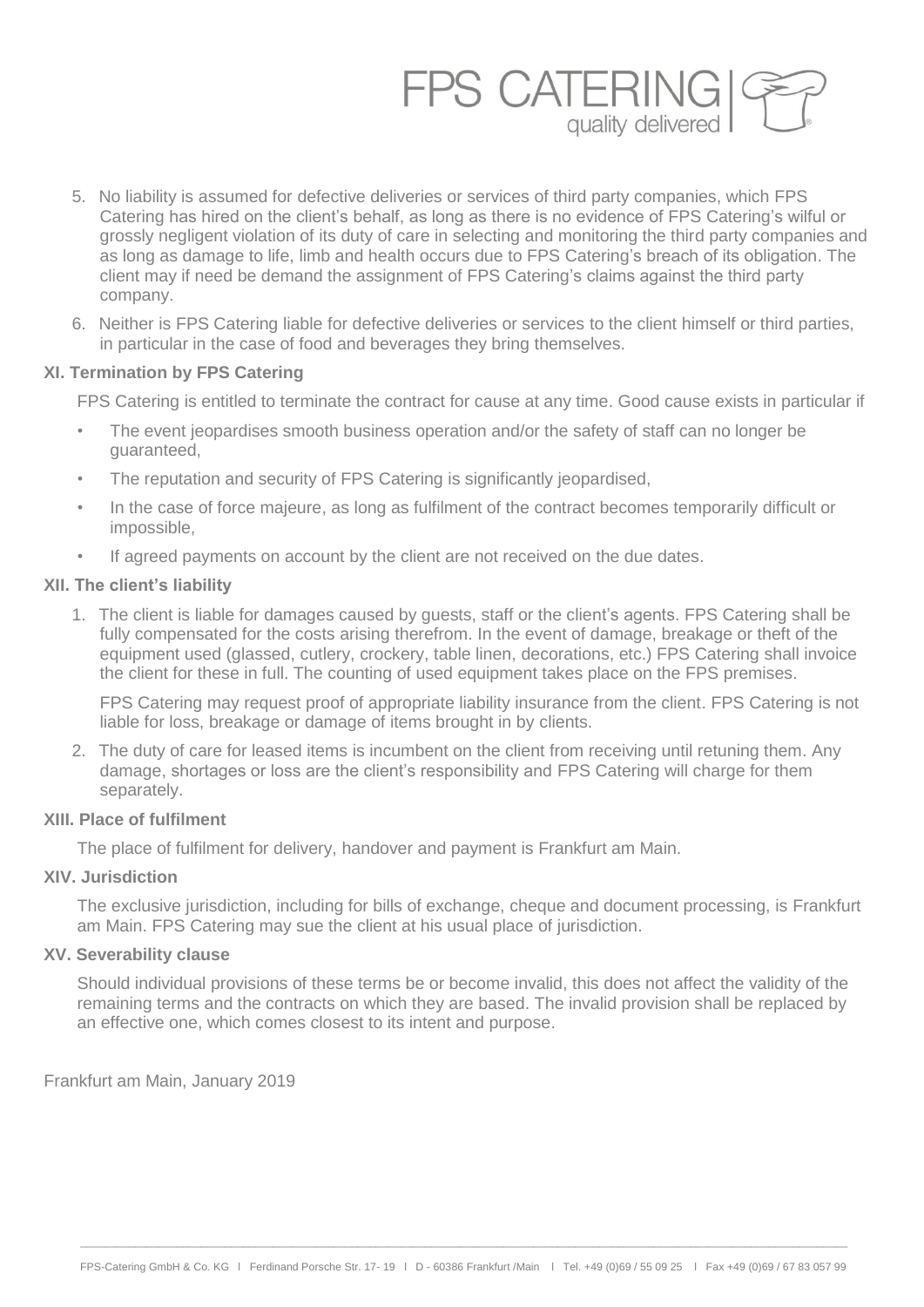5. No liability is assumed for defective deliveries or services of third party companies, which FPS Catering has hired on the client's behalf, as long as there is no evidence of FPS Catering's wilful or grossly negligent violation of its duty of care in selecting and monitoring the third party companies and as long as damage to life, limb and health occurs due to FPS Catering's breach of its obligation. The client may if need be demand the assignment of FPS Catering's claims against the third party company.

6. Neither is FPS Catering liable for defective deliveries or services to the client himself or third parties, in particular in the case of food and beverages they bring themselves.

### XI. Termination by FPS Catering

FPS Catering is entitled to terminate the contract for cause at any time. Good cause exists in particular if

- The event jeopardises smooth business operation and/or the safety of staff can no longer be guaranteed,
- The reputation and security of FPS Catering is significantly jeopardised,
- In the case of force majeure, as long as fulfilment of the contract becomes temporarily difficult or impossible,
- If agreed payments on account by the client are not received on the due dates.

### XII. The client's liability

1. The client is liable for damages caused by guests, staff or the client's agents. FPS Catering shall be fully compensated for the costs arising therefrom. In the event of damage, breakage or theft of the equipment used (glassed, cutlery, crockery, table linen, decorations, etc.) FPS Catering shall invoice the client for these in full. The counting of used equipment takes place on the FPS premises.

   FPS Catering may request proof of appropriate liability insurance from the client. FPS Catering is not liable for loss, breakage or damage of items brought in by clients.

2. The duty of care for leased items is incumbent on the client from receiving until retuning them. Any damage, shortages or loss are the client's responsibility and FPS Catering will charge for them separately.

### XIII. Place of fulfilment

The place of fulfilment for delivery, handover and payment is Frankfurt am Main.

### XIV. Jurisdiction

The exclusive jurisdiction, including for bills of exchange, cheque and document processing, is Frankfurt am Main. FPS Catering may sue the client at his usual place of jurisdiction.

### XV. Severability clause

Should individual provisions of these terms be or become invalid, this does not affect the validity of the remaining terms and the contracts on which they are based. The invalid provision shall be replaced by an effective one, which comes closest to its intent and purpose.

Frankfurt am Main, January 2019